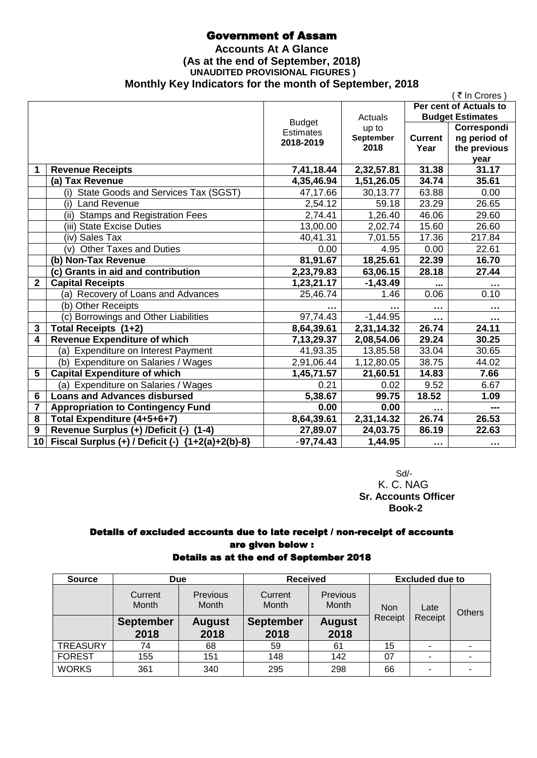# Government of Assam

## Accounts At A Glance
### (As at the end of September, 2018)
**UNAUDITED PROVISIONAL FIGURES )**

### Monthly Key Indicators for the month of September, 2018

( ₹ In Crores )

| | | Budget Estimates 2018-2019 | Actuals up to September 2018 | Per cent of Actuals to Budget Estimates | |
|---|---|---|---|---|---|
| | | | | Current Year | Corresponding period of the previous year |
| **1** | **Revenue Receipts** | **7,41,18.44** | **2,32,57.81** | **31.38** | **31.17** |
| | **(a) Tax Revenue** | **4,35,46.94** | **1,51,26.05** | **34.74** | **35.61** |
| | (i) State Goods and Services Tax (SGST) | 47,17.66 | 30,13.77 | 63.88 | 0.00 |
| | (i) Land Revenue | 2,54.12 | 59.18 | 23.29 | 26.65 |
| | (ii) Stamps and Registration Fees | 2,74.41 | 1,26.40 | 46.06 | 29.60 |
| | (iii) State Excise Duties | 13,00.00 | 2,02.74 | 15.60 | 26.60 |
| | (iv) Sales Tax | 40,41.31 | 7,01.55 | 17.36 | 217.84 |
| | (v) Other Taxes and Duties | 0.00 | 4.95 | 0.00 | 22.61 |
| | **(b) Non-Tax Revenue** | **81,91.67** | **18,25.61** | **22.39** | **16.70** |
| | **(c) Grants in aid and contribution** | **2,23,79.83** | **63,06.15** | **28.18** | **27.44** |
| **2** | **Capital Receipts** | **1,23,21.17** | **-1,43.49** | **...** | **…** |
| | (a) Recovery of Loans and Advances | 25,46.74 | 1.46 | 0.06 | 0.10 |
| | (b) Other Receipts | … | … | … | … |
| | (c) Borrowings and Other Liabilities | 97,74.43 | -1,44.95 | … | … |
| **3** | **Total Receipts (1+2)** | **8,64,39.61** | **2,31,14.32** | **26.74** | **24.11** |
| **4** | **Revenue Expenditure of which** | **7,13,29.37** | **2,08,54.06** | **29.24** | **30.25** |
| | (a) Expenditure on Interest Payment | 41,93.35 | 13,85.58 | 33.04 | 30.65 |
| | (b) Expenditure on Salaries / Wages | 2,91,06.44 | 1,12,80.05 | 38.75 | 44.02 |
| **5** | **Capital Expenditure of which** | **1,45,71.57** | **21,60.51** | **14.83** | **7.66** |
| | (a) Expenditure on Salaries / Wages | 0.21 | 0.02 | 9.52 | 6.67 |
| **6** | **Loans and Advances disbursed** | **5,38.67** | **99.75** | **18.52** | **1.09** |
| **7** | **Appropriation to Contingency Fund** | **0.00** | **0.00** | **…** | **---** |
| **8** | **Total Expenditure (4+5+6+7)** | **8,64,39.61** | **2,31,14.32** | **26.74** | **26.53** |
| **9** | **Revenue Surplus (+) /Deficit (-) (1-4)** | **27,89.07** | **24,03.75** | **86.19** | **22.63** |
| **10** | **Fiscal Surplus (+) / Deficit (-) {1+2(a)+2(b)-8}** | **-97,74.43** | **1,44.95** | **…** | **…** |

Sd/-
K. C. NAG
**Sr. Accounts Officer**
**Book-2**

### Details of excluded accounts due to late receipt / non-receipt of accounts are given below :
### Details as at the end of September 2018

| Source | Due | | Received | | Excluded due to | | |
|---|---|---|---|---|---|---|---|
| | Current Month | Previous Month | Current Month | Previous Month | Non Receipt | Late Receipt | Others |
| | **September 2018** | **August 2018** | **September 2018** | **August 2018** | | | |
| TREASURY | 74 | 68 | 59 | 61 | 15 | - | - |
| FOREST | 155 | 151 | 148 | 142 | 07 | - | - |
| WORKS | 361 | 340 | 295 | 298 | 66 | - | - |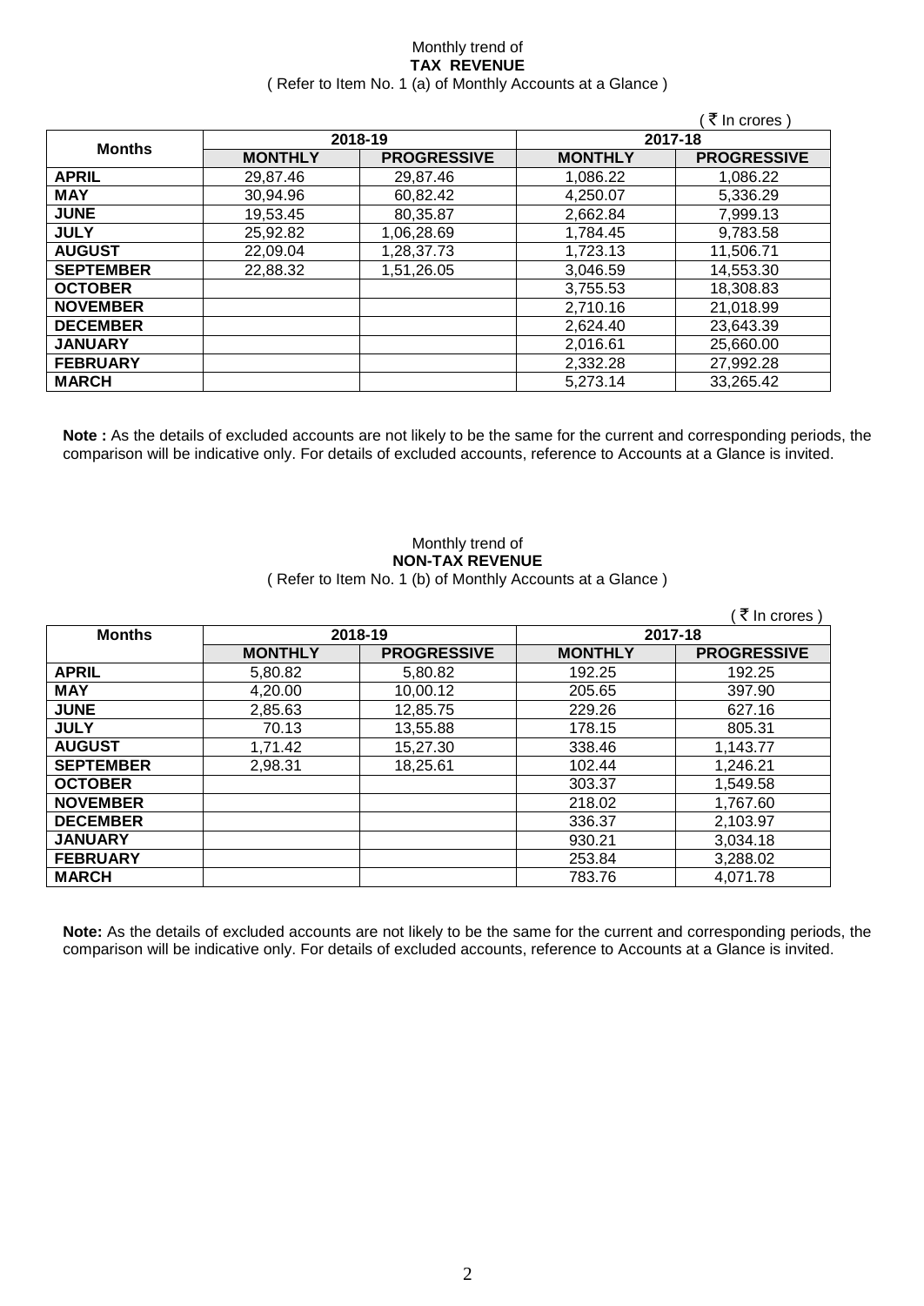Monthly trend of
**TAX REVENUE**
( Refer to Item No. 1 (a) of Monthly Accounts at a Glance )

( ₹ In crores )

| Months | 2018-19 | | 2017-18 | |
|---|---|---|---|---|
| | **MONTHLY** | **PROGRESSIVE** | **MONTHLY** | **PROGRESSIVE** |
| **APRIL** | 29,87.46 | 29,87.46 | 1,086.22 | 1,086.22 |
| **MAY** | 30,94.96 | 60,82.42 | 4,250.07 | 5,336.29 |
| **JUNE** | 19,53.45 | 80,35.87 | 2,662.84 | 7,999.13 |
| **JULY** | 25,92.82 | 1,06,28.69 | 1,784.45 | 9,783.58 |
| **AUGUST** | 22,09.04 | 1,28,37.73 | 1,723.13 | 11,506.71 |
| **SEPTEMBER** | 22,88.32 | 1,51,26.05 | 3,046.59 | 14,553.30 |
| **OCTOBER** | | | 3,755.53 | 18,308.83 |
| **NOVEMBER** | | | 2,710.16 | 21,018.99 |
| **DECEMBER** | | | 2,624.40 | 23,643.39 |
| **JANUARY** | | | 2,016.61 | 25,660.00 |
| **FEBRUARY** | | | 2,332.28 | 27,992.28 |
| **MARCH** | | | 5,273.14 | 33,265.42 |

**Note :** As the details of excluded accounts are not likely to be the same for the current and corresponding periods, the comparison will be indicative only. For details of excluded accounts, reference to Accounts at a Glance is invited.

Monthly trend of
**NON-TAX REVENUE**
( Refer to Item No. 1 (b) of Monthly Accounts at a Glance )

( ₹ In crores )

| Months | 2018-19 | | 2017-18 | |
|---|---|---|---|---|
| | **MONTHLY** | **PROGRESSIVE** | **MONTHLY** | **PROGRESSIVE** |
| **APRIL** | 5,80.82 | 5,80.82 | 192.25 | 192.25 |
| **MAY** | 4,20.00 | 10,00.12 | 205.65 | 397.90 |
| **JUNE** | 2,85.63 | 12,85.75 | 229.26 | 627.16 |
| **JULY** | 70.13 | 13,55.88 | 178.15 | 805.31 |
| **AUGUST** | 1,71.42 | 15,27.30 | 338.46 | 1,143.77 |
| **SEPTEMBER** | 2,98.31 | 18,25.61 | 102.44 | 1,246.21 |
| **OCTOBER** | | | 303.37 | 1,549.58 |
| **NOVEMBER** | | | 218.02 | 1,767.60 |
| **DECEMBER** | | | 336.37 | 2,103.97 |
| **JANUARY** | | | 930.21 | 3,034.18 |
| **FEBRUARY** | | | 253.84 | 3,288.02 |
| **MARCH** | | | 783.76 | 4,071.78 |

**Note:** As the details of excluded accounts are not likely to be the same for the current and corresponding periods, the comparison will be indicative only. For details of excluded accounts, reference to Accounts at a Glance is invited.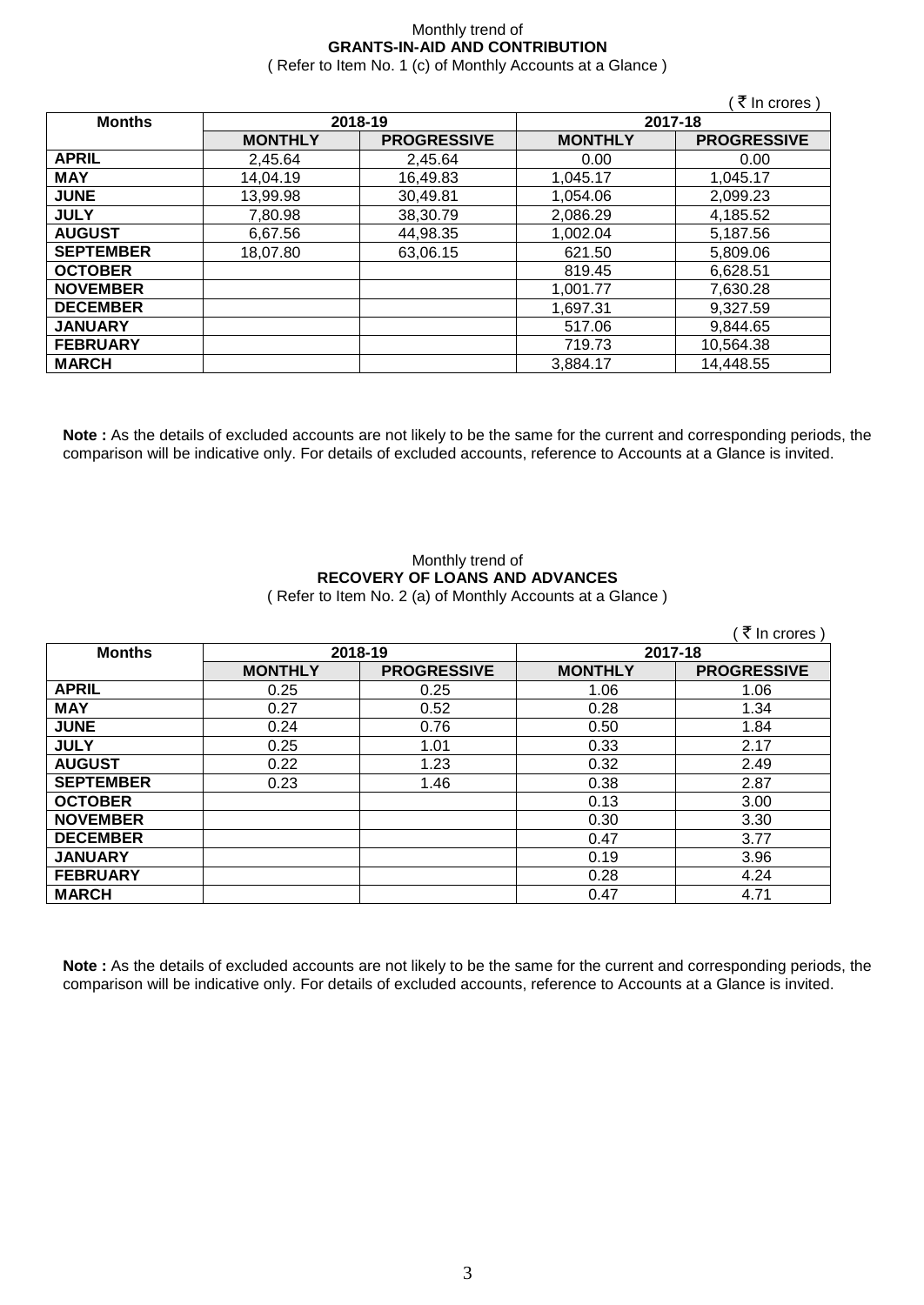Monthly trend of
**GRANTS-IN-AID AND CONTRIBUTION**
( Refer to Item No. 1 (c) of Monthly Accounts at a Glance )

( ₹ In crores )

| Months | 2018-19 | | 2017-18 | |
|---|---|---|---|---|
| | **MONTHLY** | **PROGRESSIVE** | **MONTHLY** | **PROGRESSIVE** |
| **APRIL** | 2,45.64 | 2,45.64 | 0.00 | 0.00 |
| **MAY** | 14,04.19 | 16,49.83 | 1,045.17 | 1,045.17 |
| **JUNE** | 13,99.98 | 30,49.81 | 1,054.06 | 2,099.23 |
| **JULY** | 7,80.98 | 38,30.79 | 2,086.29 | 4,185.52 |
| **AUGUST** | 6,67.56 | 44,98.35 | 1,002.04 | 5,187.56 |
| **SEPTEMBER** | 18,07.80 | 63,06.15 | 621.50 | 5,809.06 |
| **OCTOBER** | | | 819.45 | 6,628.51 |
| **NOVEMBER** | | | 1,001.77 | 7,630.28 |
| **DECEMBER** | | | 1,697.31 | 9,327.59 |
| **JANUARY** | | | 517.06 | 9,844.65 |
| **FEBRUARY** | | | 719.73 | 10,564.38 |
| **MARCH** | | | 3,884.17 | 14,448.55 |

**Note :** As the details of excluded accounts are not likely to be the same for the current and corresponding periods, the comparison will be indicative only. For details of excluded accounts, reference to Accounts at a Glance is invited.

Monthly trend of
**RECOVERY OF LOANS AND ADVANCES**
( Refer to Item No. 2 (a) of Monthly Accounts at a Glance )

( ₹ In crores )

| Months | 2018-19 | | 2017-18 | |
|---|---|---|---|---|
| | **MONTHLY** | **PROGRESSIVE** | **MONTHLY** | **PROGRESSIVE** |
| **APRIL** | 0.25 | 0.25 | 1.06 | 1.06 |
| **MAY** | 0.27 | 0.52 | 0.28 | 1.34 |
| **JUNE** | 0.24 | 0.76 | 0.50 | 1.84 |
| **JULY** | 0.25 | 1.01 | 0.33 | 2.17 |
| **AUGUST** | 0.22 | 1.23 | 0.32 | 2.49 |
| **SEPTEMBER** | 0.23 | 1.46 | 0.38 | 2.87 |
| **OCTOBER** | | | 0.13 | 3.00 |
| **NOVEMBER** | | | 0.30 | 3.30 |
| **DECEMBER** | | | 0.47 | 3.77 |
| **JANUARY** | | | 0.19 | 3.96 |
| **FEBRUARY** | | | 0.28 | 4.24 |
| **MARCH** | | | 0.47 | 4.71 |

**Note :** As the details of excluded accounts are not likely to be the same for the current and corresponding periods, the comparison will be indicative only. For details of excluded accounts, reference to Accounts at a Glance is invited.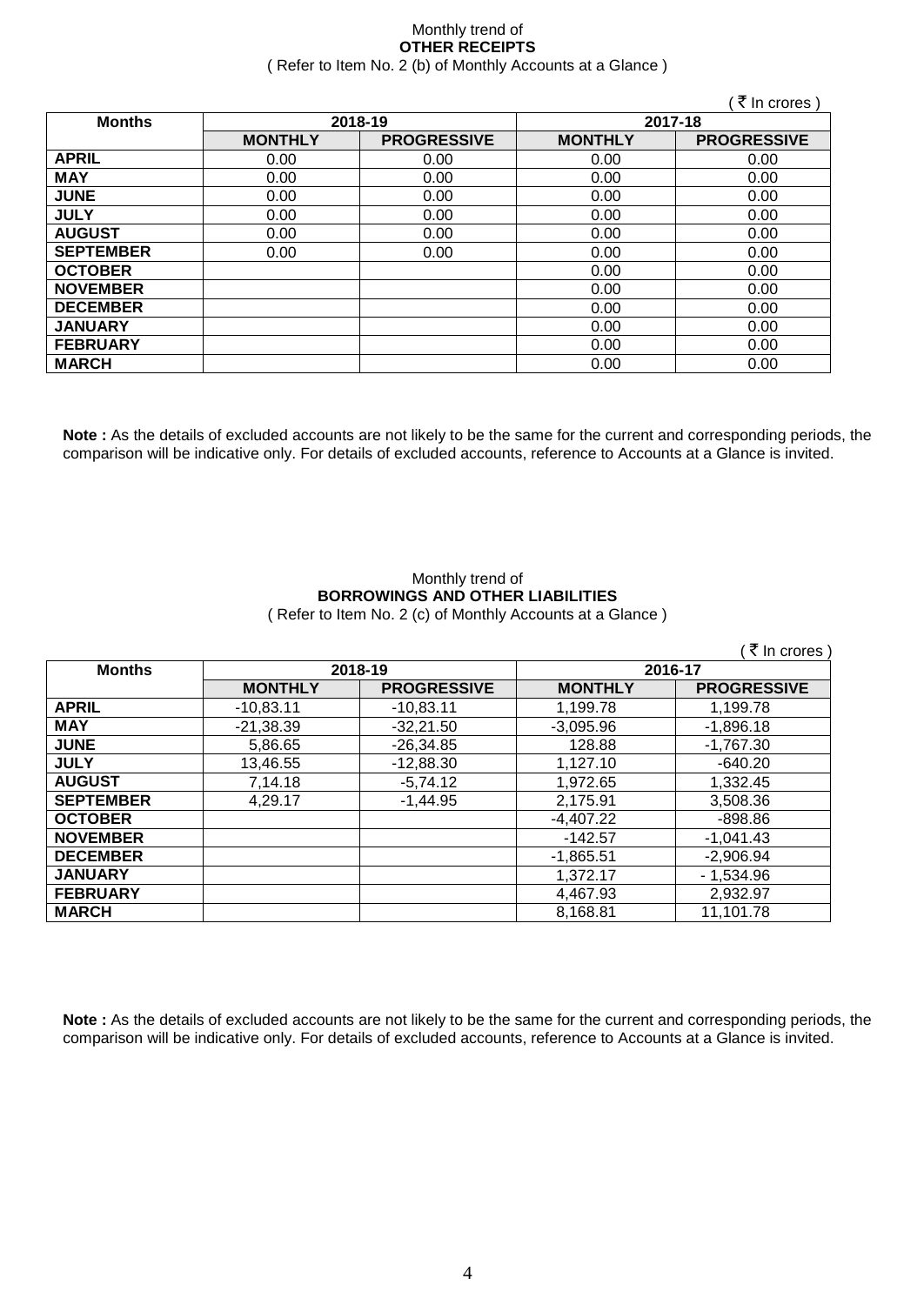Monthly trend of
**OTHER RECEIPTS**
( Refer to Item No. 2 (b) of Monthly Accounts at a Glance )

( ₹ In crores )

| Months | 2018-19 | | 2017-18 | |
|---|---|---|---|---|
| | **MONTHLY** | **PROGRESSIVE** | **MONTHLY** | **PROGRESSIVE** |
| **APRIL** | 0.00 | 0.00 | 0.00 | 0.00 |
| **MAY** | 0.00 | 0.00 | 0.00 | 0.00 |
| **JUNE** | 0.00 | 0.00 | 0.00 | 0.00 |
| **JULY** | 0.00 | 0.00 | 0.00 | 0.00 |
| **AUGUST** | 0.00 | 0.00 | 0.00 | 0.00 |
| **SEPTEMBER** | 0.00 | 0.00 | 0.00 | 0.00 |
| **OCTOBER** | | | 0.00 | 0.00 |
| **NOVEMBER** | | | 0.00 | 0.00 |
| **DECEMBER** | | | 0.00 | 0.00 |
| **JANUARY** | | | 0.00 | 0.00 |
| **FEBRUARY** | | | 0.00 | 0.00 |
| **MARCH** | | | 0.00 | 0.00 |

**Note :** As the details of excluded accounts are not likely to be the same for the current and corresponding periods, the comparison will be indicative only. For details of excluded accounts, reference to Accounts at a Glance is invited.

Monthly trend of
**BORROWINGS AND OTHER LIABILITIES**
( Refer to Item No. 2 (c) of Monthly Accounts at a Glance )

( ₹ In crores )

| Months | 2018-19 | | 2016-17 | |
|---|---|---|---|---|
| | **MONTHLY** | **PROGRESSIVE** | **MONTHLY** | **PROGRESSIVE** |
| **APRIL** | -10,83.11 | -10,83.11 | 1,199.78 | 1,199.78 |
| **MAY** | -21,38.39 | -32,21.50 | -3,095.96 | -1,896.18 |
| **JUNE** | 5,86.65 | -26,34.85 | 128.88 | -1,767.30 |
| **JULY** | 13,46.55 | -12,88.30 | 1,127.10 | -640.20 |
| **AUGUST** | 7,14.18 | -5,74.12 | 1,972.65 | 1,332.45 |
| **SEPTEMBER** | 4,29.17 | -1,44.95 | 2,175.91 | 3,508.36 |
| **OCTOBER** | | | -4,407.22 | -898.86 |
| **NOVEMBER** | | | -142.57 | -1,041.43 |
| **DECEMBER** | | | -1,865.51 | -2,906.94 |
| **JANUARY** | | | 1,372.17 | - 1,534.96 |
| **FEBRUARY** | | | 4,467.93 | 2,932.97 |
| **MARCH** | | | 8,168.81 | 11,101.78 |

**Note :** As the details of excluded accounts are not likely to be the same for the current and corresponding periods, the comparison will be indicative only. For details of excluded accounts, reference to Accounts at a Glance is invited.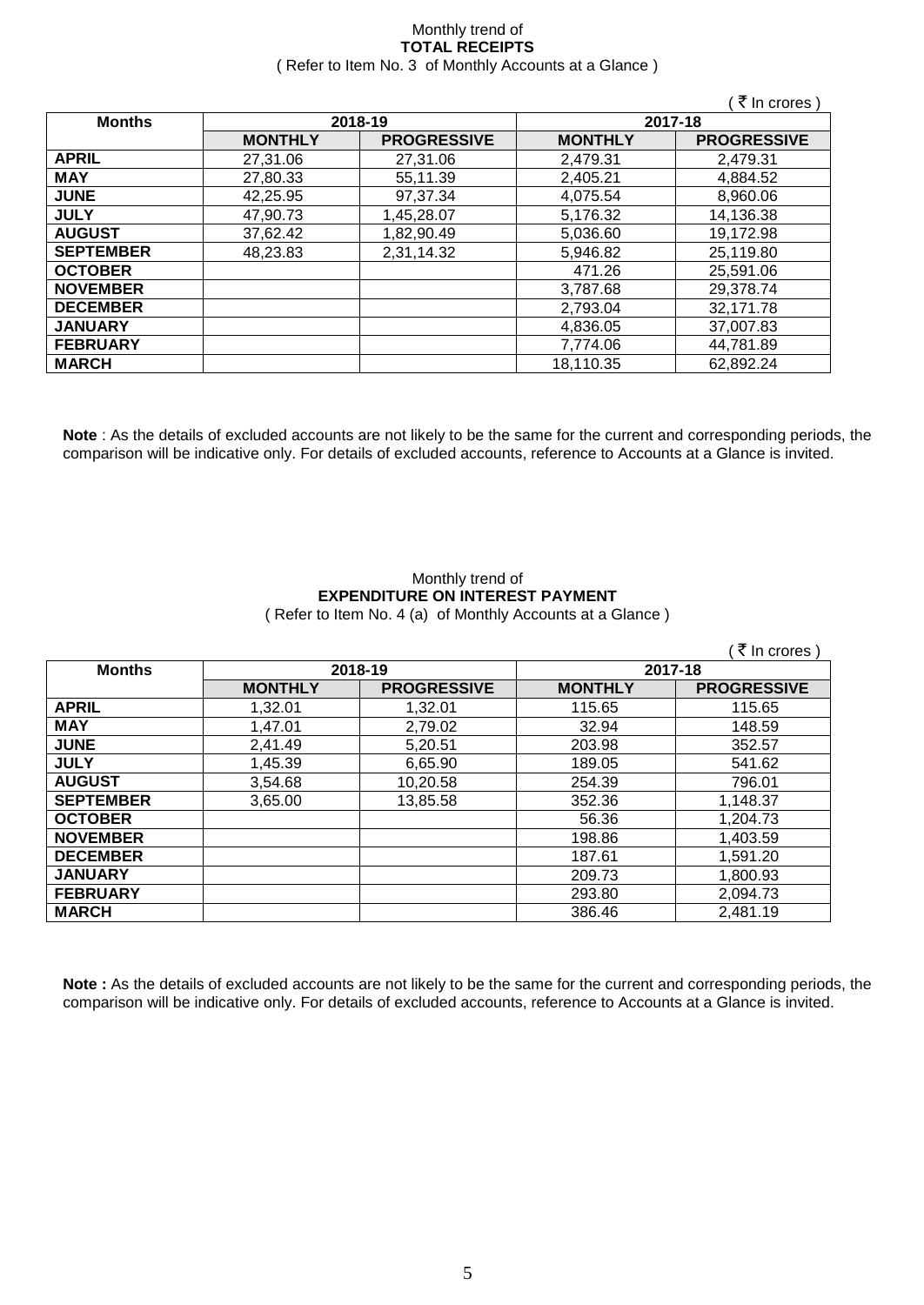Monthly trend of
**TOTAL RECEIPTS**
( Refer to Item No. 3 of Monthly Accounts at a Glance )

( ₹ In crores )

| Months | 2018-19 | | 2017-18 | |
|---|---|---|---|---|
| | **MONTHLY** | **PROGRESSIVE** | **MONTHLY** | **PROGRESSIVE** |
| **APRIL** | 27,31.06 | 27,31.06 | 2,479.31 | 2,479.31 |
| **MAY** | 27,80.33 | 55,11.39 | 2,405.21 | 4,884.52 |
| **JUNE** | 42,25.95 | 97,37.34 | 4,075.54 | 8,960.06 |
| **JULY** | 47,90.73 | 1,45,28.07 | 5,176.32 | 14,136.38 |
| **AUGUST** | 37,62.42 | 1,82,90.49 | 5,036.60 | 19,172.98 |
| **SEPTEMBER** | 48,23.83 | 2,31,14.32 | 5,946.82 | 25,119.80 |
| **OCTOBER** | | | 471.26 | 25,591.06 |
| **NOVEMBER** | | | 3,787.68 | 29,378.74 |
| **DECEMBER** | | | 2,793.04 | 32,171.78 |
| **JANUARY** | | | 4,836.05 | 37,007.83 |
| **FEBRUARY** | | | 7,774.06 | 44,781.89 |
| **MARCH** | | | 18,110.35 | 62,892.24 |

**Note** : As the details of excluded accounts are not likely to be the same for the current and corresponding periods, the comparison will be indicative only. For details of excluded accounts, reference to Accounts at a Glance is invited.

Monthly trend of
**EXPENDITURE ON INTEREST PAYMENT**
( Refer to Item No. 4 (a) of Monthly Accounts at a Glance )

( ₹ In crores )

| Months | 2018-19 | | 2017-18 | |
|---|---|---|---|---|
| | **MONTHLY** | **PROGRESSIVE** | **MONTHLY** | **PROGRESSIVE** |
| **APRIL** | 1,32.01 | 1,32.01 | 115.65 | 115.65 |
| **MAY** | 1,47.01 | 2,79.02 | 32.94 | 148.59 |
| **JUNE** | 2,41.49 | 5,20.51 | 203.98 | 352.57 |
| **JULY** | 1,45.39 | 6,65.90 | 189.05 | 541.62 |
| **AUGUST** | 3,54.68 | 10,20.58 | 254.39 | 796.01 |
| **SEPTEMBER** | 3,65.00 | 13,85.58 | 352.36 | 1,148.37 |
| **OCTOBER** | | | 56.36 | 1,204.73 |
| **NOVEMBER** | | | 198.86 | 1,403.59 |
| **DECEMBER** | | | 187.61 | 1,591.20 |
| **JANUARY** | | | 209.73 | 1,800.93 |
| **FEBRUARY** | | | 293.80 | 2,094.73 |
| **MARCH** | | | 386.46 | 2,481.19 |

**Note :** As the details of excluded accounts are not likely to be the same for the current and corresponding periods, the comparison will be indicative only. For details of excluded accounts, reference to Accounts at a Glance is invited.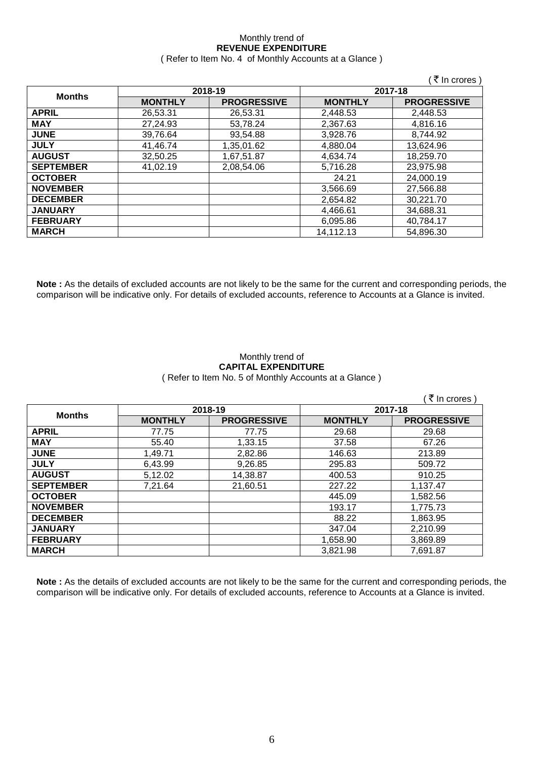Monthly trend of
**REVENUE EXPENDITURE**
( Refer to Item No. 4 of Monthly Accounts at a Glance )

( ₹ In crores )

| Months | 2018-19 | | 2017-18 | |
|---|---|---|---|---|
| | **MONTHLY** | **PROGRESSIVE** | **MONTHLY** | **PROGRESSIVE** |
| **APRIL** | 26,53.31 | 26,53.31 | 2,448.53 | 2,448.53 |
| **MAY** | 27,24.93 | 53,78.24 | 2,367.63 | 4,816.16 |
| **JUNE** | 39,76.64 | 93,54.88 | 3,928.76 | 8,744.92 |
| **JULY** | 41,46.74 | 1,35,01.62 | 4,880.04 | 13,624.96 |
| **AUGUST** | 32,50.25 | 1,67,51.87 | 4,634.74 | 18,259.70 |
| **SEPTEMBER** | 41,02.19 | 2,08,54.06 | 5,716.28 | 23,975.98 |
| **OCTOBER** | | | 24.21 | 24,000.19 |
| **NOVEMBER** | | | 3,566.69 | 27,566.88 |
| **DECEMBER** | | | 2,654.82 | 30,221.70 |
| **JANUARY** | | | 4,466.61 | 34,688.31 |
| **FEBRUARY** | | | 6,095.86 | 40,784.17 |
| **MARCH** | | | 14,112.13 | 54,896.30 |

**Note :** As the details of excluded accounts are not likely to be the same for the current and corresponding periods, the comparison will be indicative only. For details of excluded accounts, reference to Accounts at a Glance is invited.

Monthly trend of
**CAPITAL EXPENDITURE**
( Refer to Item No. 5 of Monthly Accounts at a Glance )

( ₹ In crores )

| Months | 2018-19 | | 2017-18 | |
|---|---|---|---|---|
| | **MONTHLY** | **PROGRESSIVE** | **MONTHLY** | **PROGRESSIVE** |
| **APRIL** | 77.75 | 77.75 | 29.68 | 29.68 |
| **MAY** | 55.40 | 1,33.15 | 37.58 | 67.26 |
| **JUNE** | 1,49.71 | 2,82.86 | 146.63 | 213.89 |
| **JULY** | 6,43.99 | 9,26.85 | 295.83 | 509.72 |
| **AUGUST** | 5,12.02 | 14,38.87 | 400.53 | 910.25 |
| **SEPTEMBER** | 7,21.64 | 21,60.51 | 227.22 | 1,137.47 |
| **OCTOBER** | | | 445.09 | 1,582.56 |
| **NOVEMBER** | | | 193.17 | 1,775.73 |
| **DECEMBER** | | | 88.22 | 1,863.95 |
| **JANUARY** | | | 347.04 | 2,210.99 |
| **FEBRUARY** | | | 1,658.90 | 3,869.89 |
| **MARCH** | | | 3,821.98 | 7,691.87 |

**Note :** As the details of excluded accounts are not likely to be the same for the current and corresponding periods, the comparison will be indicative only. For details of excluded accounts, reference to Accounts at a Glance is invited.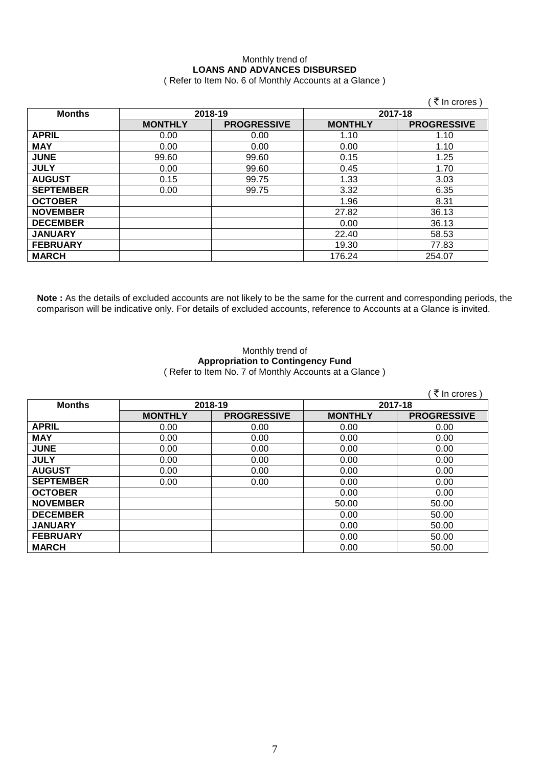Monthly trend of

**LOANS AND ADVANCES DISBURSED**

( Refer to Item No. 6 of Monthly Accounts at a Glance )

( ₹ In crores )

| Months | 2018-19 | | 2017-18 | |
|---|---|---|---|---|
| | **MONTHLY** | **PROGRESSIVE** | **MONTHLY** | **PROGRESSIVE** |
| **APRIL** | 0.00 | 0.00 | 1.10 | 1.10 |
| **MAY** | 0.00 | 0.00 | 0.00 | 1.10 |
| **JUNE** | 99.60 | 99.60 | 0.15 | 1.25 |
| **JULY** | 0.00 | 99.60 | 0.45 | 1.70 |
| **AUGUST** | 0.15 | 99.75 | 1.33 | 3.03 |
| **SEPTEMBER** | 0.00 | 99.75 | 3.32 | 6.35 |
| **OCTOBER** | | | 1.96 | 8.31 |
| **NOVEMBER** | | | 27.82 | 36.13 |
| **DECEMBER** | | | 0.00 | 36.13 |
| **JANUARY** | | | 22.40 | 58.53 |
| **FEBRUARY** | | | 19.30 | 77.83 |
| **MARCH** | | | 176.24 | 254.07 |

**Note :** As the details of excluded accounts are not likely to be the same for the current and corresponding periods, the comparison will be indicative only. For details of excluded accounts, reference to Accounts at a Glance is invited.

Monthly trend of

**Appropriation to Contingency Fund**

( Refer to Item No. 7 of Monthly Accounts at a Glance )

( ₹ In crores )

| Months | 2018-19 | | 2017-18 | |
|---|---|---|---|---|
| | **MONTHLY** | **PROGRESSIVE** | **MONTHLY** | **PROGRESSIVE** |
| **APRIL** | 0.00 | 0.00 | 0.00 | 0.00 |
| **MAY** | 0.00 | 0.00 | 0.00 | 0.00 |
| **JUNE** | 0.00 | 0.00 | 0.00 | 0.00 |
| **JULY** | 0.00 | 0.00 | 0.00 | 0.00 |
| **AUGUST** | 0.00 | 0.00 | 0.00 | 0.00 |
| **SEPTEMBER** | 0.00 | 0.00 | 0.00 | 0.00 |
| **OCTOBER** | | | 0.00 | 0.00 |
| **NOVEMBER** | | | 50.00 | 50.00 |
| **DECEMBER** | | | 0.00 | 50.00 |
| **JANUARY** | | | 0.00 | 50.00 |
| **FEBRUARY** | | | 0.00 | 50.00 |
| **MARCH** | | | 0.00 | 50.00 |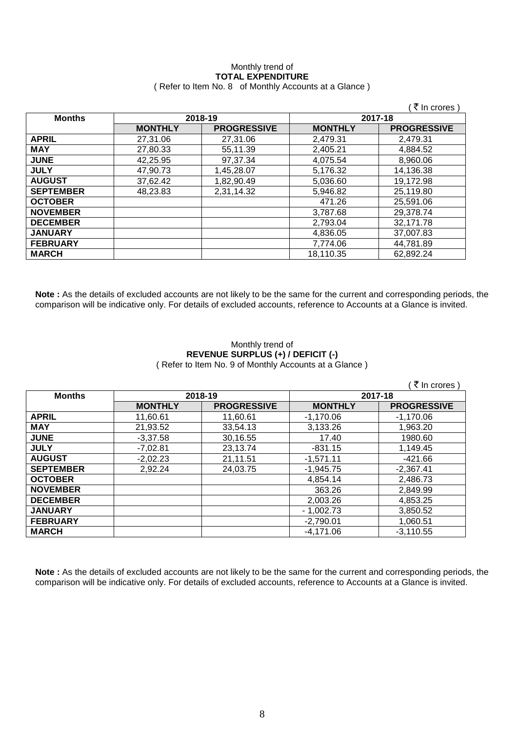Monthly trend of

**TOTAL EXPENDITURE**

( Refer to Item No. 8 of Monthly Accounts at a Glance )

( ₹ In crores )

| Months | 2018-19 | | 2017-18 | |
|---|---|---|---|---|
| | **MONTHLY** | **PROGRESSIVE** | **MONTHLY** | **PROGRESSIVE** |
| **APRIL** | 27,31.06 | 27,31.06 | 2,479.31 | 2,479.31 |
| **MAY** | 27,80.33 | 55,11.39 | 2,405.21 | 4,884.52 |
| **JUNE** | 42,25.95 | 97,37.34 | 4,075.54 | 8,960.06 |
| **JULY** | 47,90.73 | 1,45,28.07 | 5,176.32 | 14,136.38 |
| **AUGUST** | 37,62.42 | 1,82,90.49 | 5,036.60 | 19,172.98 |
| **SEPTEMBER** | 48,23.83 | 2,31,14.32 | 5,946.82 | 25,119.80 |
| **OCTOBER** | | | 471.26 | 25,591.06 |
| **NOVEMBER** | | | 3,787.68 | 29,378.74 |
| **DECEMBER** | | | 2,793.04 | 32,171.78 |
| **JANUARY** | | | 4,836.05 | 37,007.83 |
| **FEBRUARY** | | | 7,774.06 | 44,781.89 |
| **MARCH** | | | 18,110.35 | 62,892.24 |

**Note :** As the details of excluded accounts are not likely to be the same for the current and corresponding periods, the comparison will be indicative only. For details of excluded accounts, reference to Accounts at a Glance is invited.

Monthly trend of

**REVENUE SURPLUS (+) / DEFICIT (-)**

( Refer to Item No. 9 of Monthly Accounts at a Glance )

( ₹ In crores )

| Months | 2018-19 | | 2017-18 | |
|---|---|---|---|---|
| | **MONTHLY** | **PROGRESSIVE** | **MONTHLY** | **PROGRESSIVE** |
| **APRIL** | 11,60.61 | 11,60.61 | -1,170.06 | -1,170.06 |
| **MAY** | 21,93.52 | 33,54.13 | 3,133.26 | 1,963.20 |
| **JUNE** | -3,37.58 | 30,16.55 | 17.40 | 1980.60 |
| **JULY** | -7,02.81 | 23,13.74 | -831.15 | 1,149.45 |
| **AUGUST** | -2,02.23 | 21,11.51 | -1,571.11 | -421.66 |
| **SEPTEMBER** | 2,92.24 | 24,03.75 | -1,945.75 | -2,367.41 |
| **OCTOBER** | | | 4,854.14 | 2,486.73 |
| **NOVEMBER** | | | 363.26 | 2,849.99 |
| **DECEMBER** | | | 2,003.26 | 4,853.25 |
| **JANUARY** | | | - 1,002.73 | 3,850.52 |
| **FEBRUARY** | | | -2,790.01 | 1,060.51 |
| **MARCH** | | | -4,171.06 | -3,110.55 |

**Note :** As the details of excluded accounts are not likely to be the same for the current and corresponding periods, the comparison will be indicative only. For details of excluded accounts, reference to Accounts at a Glance is invited.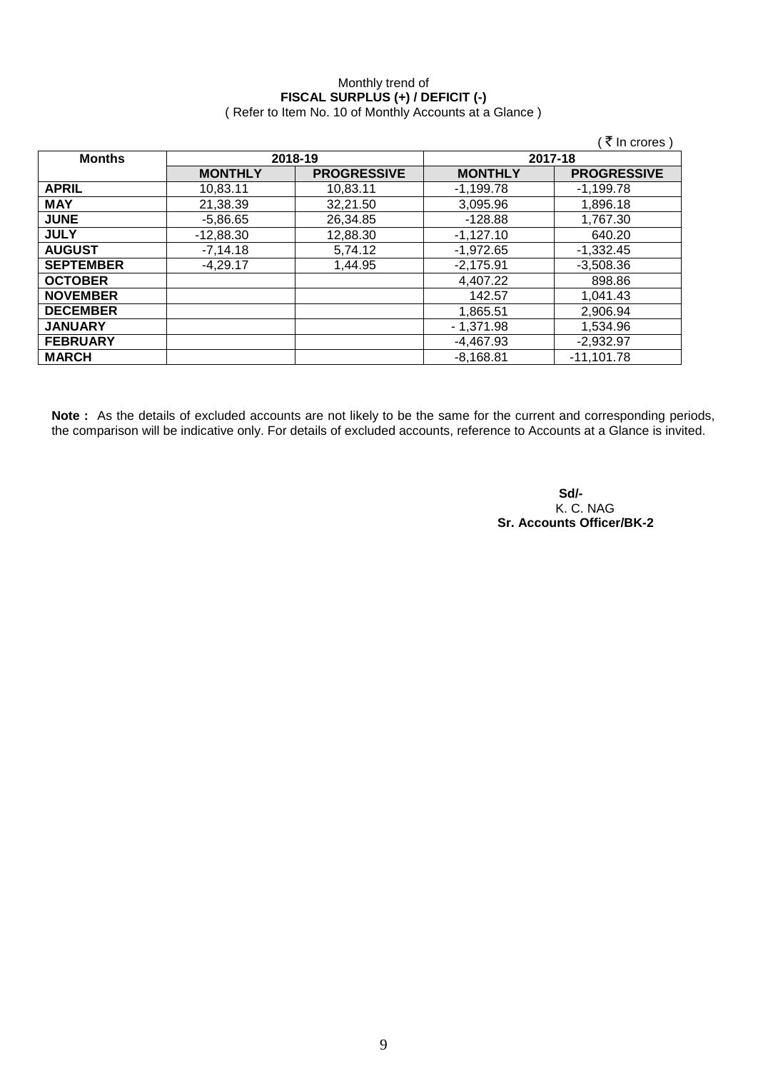Monthly trend of

**FISCAL SURPLUS (+) / DEFICIT (-)**

( Refer to Item No. 10 of Monthly Accounts at a Glance )

( ₹ In crores )

| Months | 2018-19 | | 2017-18 | |
|---|---|---|---|---|
| | **MONTHLY** | **PROGRESSIVE** | **MONTHLY** | **PROGRESSIVE** |
| **APRIL** | 10,83.11 | 10,83.11 | -1,199.78 | -1,199.78 |
| **MAY** | 21,38.39 | 32,21.50 | 3,095.96 | 1,896.18 |
| **JUNE** | -5,86.65 | 26,34.85 | -128.88 | 1,767.30 |
| **JULY** | -12,88.30 | 12,88.30 | -1,127.10 | 640.20 |
| **AUGUST** | -7,14.18 | 5,74.12 | -1,972.65 | -1,332.45 |
| **SEPTEMBER** | -4,29.17 | 1,44.95 | -2,175.91 | -3,508.36 |
| **OCTOBER** | | | 4,407.22 | 898.86 |
| **NOVEMBER** | | | 142.57 | 1,041.43 |
| **DECEMBER** | | | 1,865.51 | 2,906.94 |
| **JANUARY** | | | - 1,371.98 | 1,534.96 |
| **FEBRUARY** | | | -4,467.93 | -2,932.97 |
| **MARCH** | | | -8,168.81 | -11,101.78 |

**Note :** As the details of excluded accounts are not likely to be the same for the current and corresponding periods, the comparison will be indicative only. For details of excluded accounts, reference to Accounts at a Glance is invited.

**Sd/-**

K. C. NAG

**Sr. Accounts Officer/BK-2**